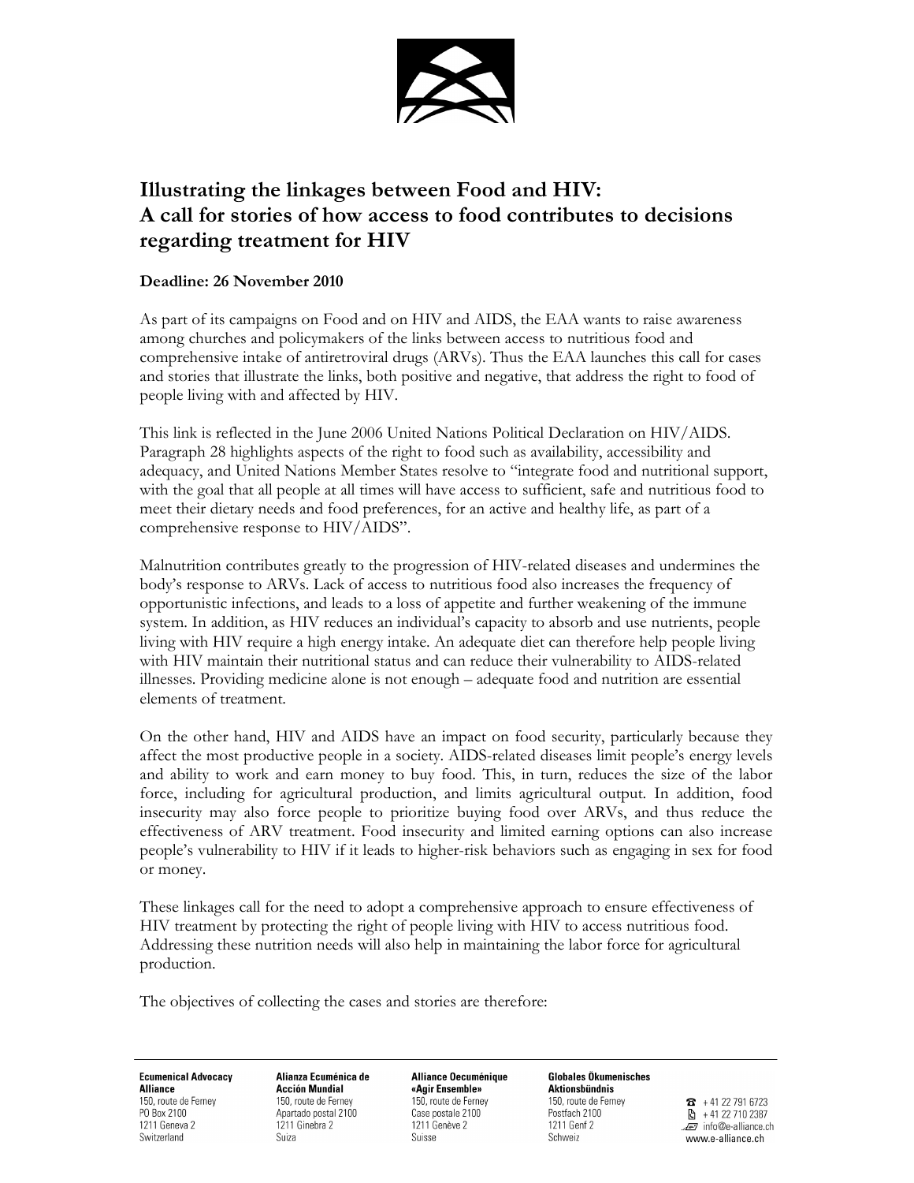# Illustrating the linkages between Food and HIV: A call for stories of how access to food contributes to decisions regarding treatment for HIV

**Deadline: 26 November 2010**

As part of its campaigns on Food and on HIV and AIDS, the EAA wants to raise awareness among churches and policymakers of the links between access to nutritious food and comprehensive intake of antiretroviral drugs (ARVs). Thus the EAA launches this call for cases and stories that illustrate the links, both positive and negative, that address the right to food of people living with and affected by HIV.

This link is reflected in the June 2006 United Nations Political Declaration on HIV/AIDS. Paragraph 28 highlights aspects of the right to food such as availability, accessibility and adequacy, and United Nations Member States resolve to "integrate food and nutritional support, with the goal that all people at all times will have access to sufficient, safe and nutritious food to meet their dietary needs and food preferences, for an active and healthy life, as part of a comprehensive response to HIV/AIDS".

Malnutrition contributes greatly to the progression of HIV-related diseases and undermines the body's response to ARVs. Lack of access to nutritious food also increases the frequency of opportunistic infections, and leads to a loss of appetite and further weakening of the immune system. In addition, as HIV reduces an individual's capacity to absorb and use nutrients, people living with HIV require a high energy intake. An adequate diet can therefore help people living with HIV maintain their nutritional status and can reduce their vulnerability to AIDS-related illnesses. Providing medicine alone is not enough – adequate food and nutrition are essential elements of treatment.

On the other hand, HIV and AIDS have an impact on food security, particularly because they affect the most productive people in a society. AIDS-related diseases limit people's energy levels and ability to work and earn money to buy food. This, in turn, reduces the size of the labor force, including for agricultural production, and limits agricultural output. In addition, food insecurity may also force people to prioritize buying food over ARVs, and thus reduce the effectiveness of ARV treatment. Food insecurity and limited earning options can also increase people's vulnerability to HIV if it leads to higher-risk behaviors such as engaging in sex for food or money.

These linkages call for the need to adopt a comprehensive approach to ensure effectiveness of HIV treatment by protecting the right of people living with HIV to access nutritious food. Addressing these nutrition needs will also help in maintaining the labor force for agricultural production.

The objectives of collecting the cases and stories are therefore:

**Ecumenical Advocacy Alliance**
150, route de Ferney
PO Box 2100
1211 Geneva 2
Switzerland

**Alianza Ecuménica de Acción Mundial**
150, route de Ferney
Apartado postal 2100
1211 Ginebra 2
Suiza

**Alliance Oecuménique «Agir Ensemble»**
150, route de Ferney
Case postale 2100
1211 Genève 2
Suisse

**Globales Ökumenisches Aktionsbündnis**
150, route de Ferney
Postfach 2100
1211 Genf 2
Schweiz

+ 41 22 791 6723
+ 41 22 710 2387
info@e-alliance.ch
www.e-alliance.ch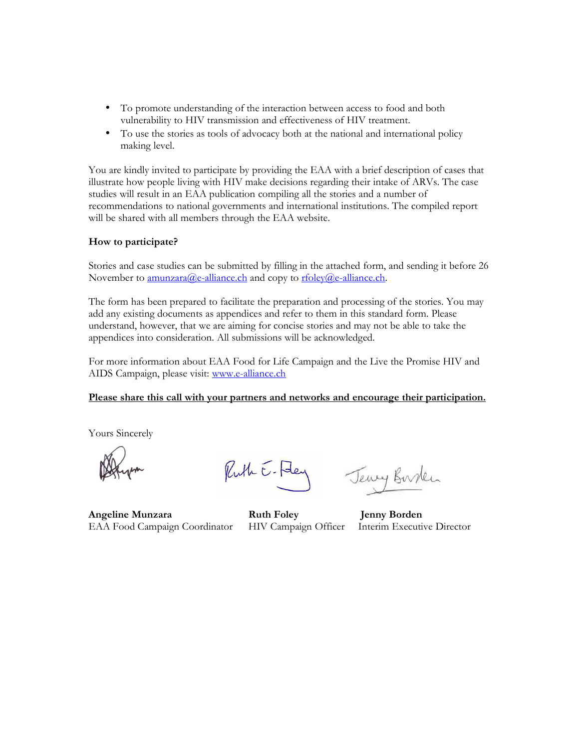- To promote understanding of the interaction between access to food and both vulnerability to HIV transmission and effectiveness of HIV treatment.
- To use the stories as tools of advocacy both at the national and international policy making level.

You are kindly invited to participate by providing the EAA with a brief description of cases that illustrate how people living with HIV make decisions regarding their intake of ARVs. The case studies will result in an EAA publication compiling all the stories and a number of recommendations to national governments and international institutions. The compiled report will be shared with all members through the EAA website.

**How to participate?**

Stories and case studies can be submitted by filling in the attached form, and sending it before 26 November to amunzara@e-alliance.ch and copy to rfoley@e-alliance.ch.

The form has been prepared to facilitate the preparation and processing of the stories. You may add any existing documents as appendices and refer to them in this standard form. Please understand, however, that we are aiming for concise stories and may not be able to take the appendices into consideration. All submissions will be acknowledged.

For more information about EAA Food for Life Campaign and the Live the Promise HIV and AIDS Campaign, please visit: www.e-alliance.ch

**Please share this call with your partners and networks and encourage their participation.**

Yours Sincerely

| | | |
|---|---|---|
| **Angeline Munzara** | **Ruth Foley** | **Jenny Borden** |
| EAA Food Campaign Coordinator | HIV Campaign Officer | Interim Executive Director |